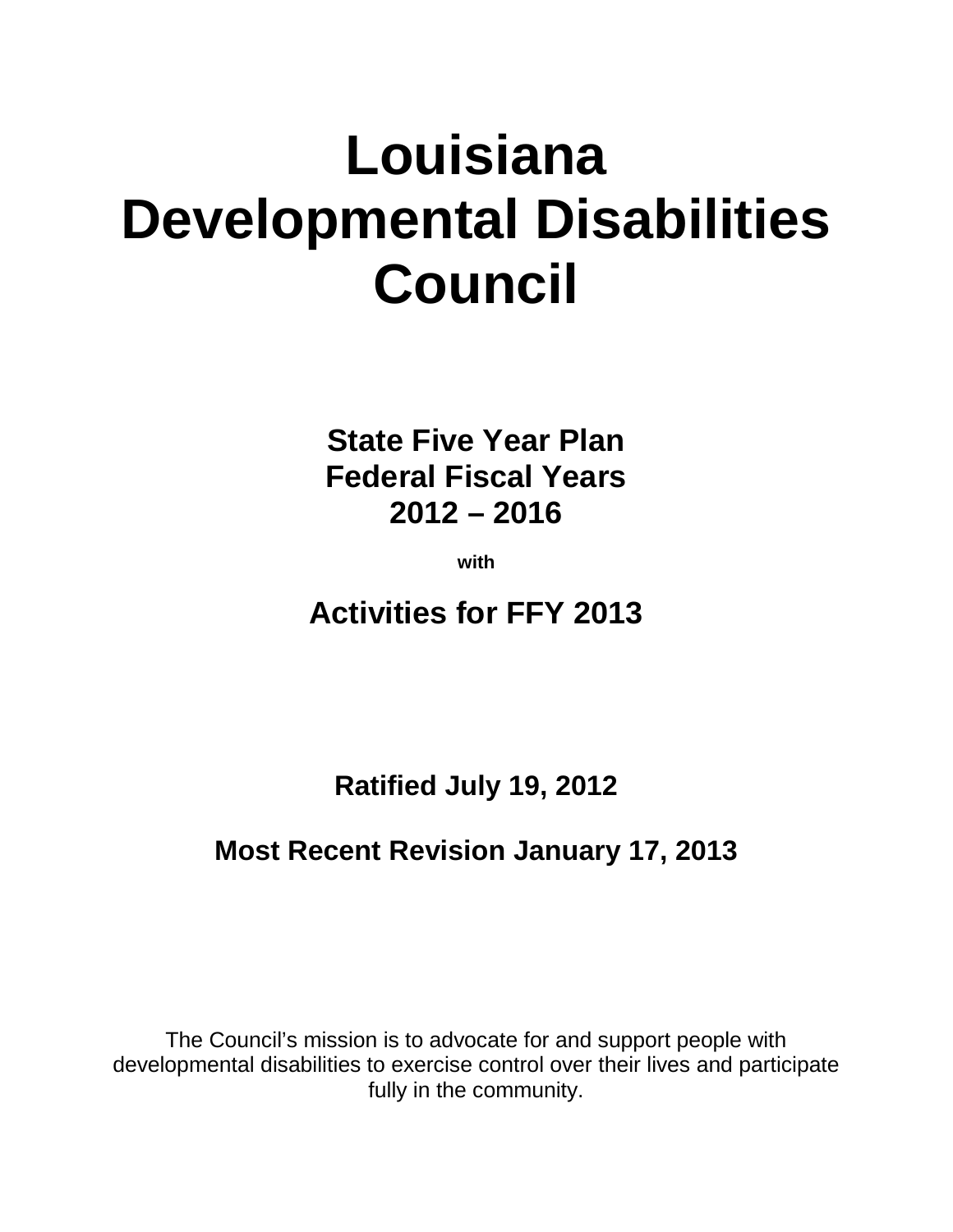# Louisiana Developmental Disabilities Council

## State Five Year Plan
## Federal Fiscal Years
## 2012 – 2016

**with**

## Activities for FFY 2013

**Ratified July 19, 2012**

**Most Recent Revision January 17, 2013**

The Council's mission is to advocate for and support people with developmental disabilities to exercise control over their lives and participate fully in the community.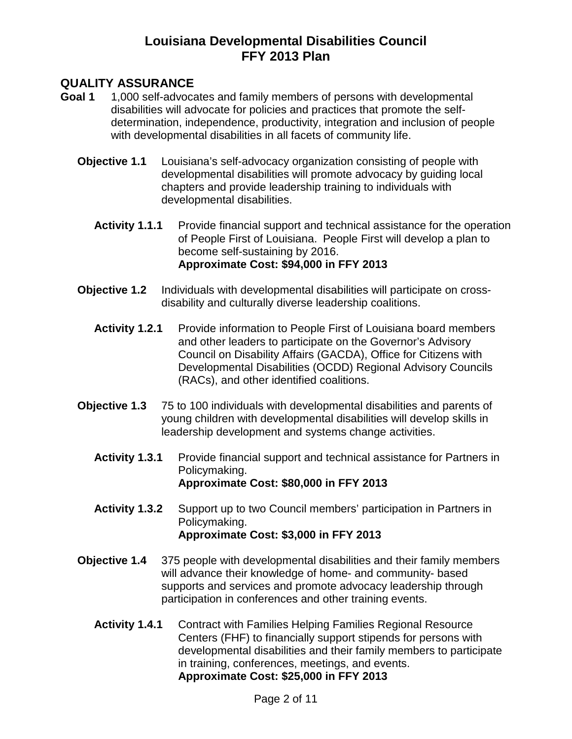# Louisiana Developmental Disabilities Council
# FFY 2013 Plan

## QUALITY ASSURANCE

**Goal 1** 1,000 self-advocates and family members of persons with developmental disabilities will advocate for policies and practices that promote the self-determination, independence, productivity, integration and inclusion of people with developmental disabilities in all facets of community life.

**Objective 1.1** Louisiana's self-advocacy organization consisting of people with developmental disabilities will promote advocacy by guiding local chapters and provide leadership training to individuals with developmental disabilities.

**Activity 1.1.1** Provide financial support and technical assistance for the operation of People First of Louisiana. People First will develop a plan to become self-sustaining by 2016.
**Approximate Cost: $94,000 in FFY 2013**

**Objective 1.2** Individuals with developmental disabilities will participate on cross-disability and culturally diverse leadership coalitions.

**Activity 1.2.1** Provide information to People First of Louisiana board members and other leaders to participate on the Governor's Advisory Council on Disability Affairs (GACDA), Office for Citizens with Developmental Disabilities (OCDD) Regional Advisory Councils (RACs), and other identified coalitions.

**Objective 1.3** 75 to 100 individuals with developmental disabilities and parents of young children with developmental disabilities will develop skills in leadership development and systems change activities.

**Activity 1.3.1** Provide financial support and technical assistance for Partners in Policymaking.
**Approximate Cost: $80,000 in FFY 2013**

**Activity 1.3.2** Support up to two Council members' participation in Partners in Policymaking.
**Approximate Cost: $3,000 in FFY 2013**

**Objective 1.4** 375 people with developmental disabilities and their family members will advance their knowledge of home- and community- based supports and services and promote advocacy leadership through participation in conferences and other training events.

**Activity 1.4.1** Contract with Families Helping Families Regional Resource Centers (FHF) to financially support stipends for persons with developmental disabilities and their family members to participate in training, conferences, meetings, and events.
**Approximate Cost: $25,000 in FFY 2013**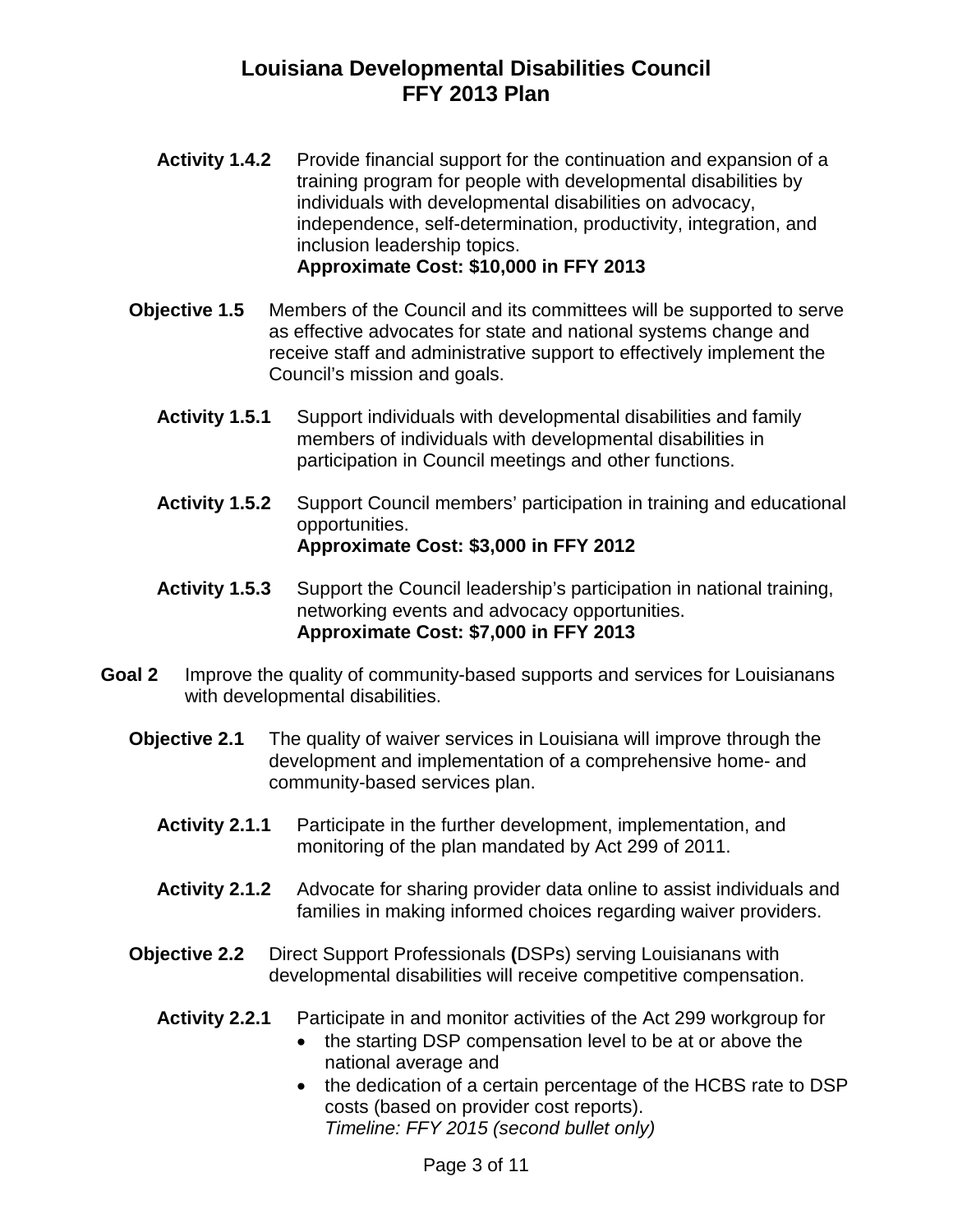**Activity 1.4.2** Provide financial support for the continuation and expansion of a training program for people with developmental disabilities by individuals with developmental disabilities on advocacy, independence, self-determination, productivity, integration, and inclusion leadership topics.
**Approximate Cost: $10,000 in FFY 2013**

**Objective 1.5** Members of the Council and its committees will be supported to serve as effective advocates for state and national systems change and receive staff and administrative support to effectively implement the Council's mission and goals.

**Activity 1.5.1** Support individuals with developmental disabilities and family members of individuals with developmental disabilities in participation in Council meetings and other functions.

**Activity 1.5.2** Support Council members' participation in training and educational opportunities.
**Approximate Cost: $3,000 in FFY 2012**

**Activity 1.5.3** Support the Council leadership's participation in national training, networking events and advocacy opportunities.
**Approximate Cost: $7,000 in FFY 2013**

**Goal 2** Improve the quality of community-based supports and services for Louisianans with developmental disabilities.

**Objective 2.1** The quality of waiver services in Louisiana will improve through the development and implementation of a comprehensive home- and community-based services plan.

**Activity 2.1.1** Participate in the further development, implementation, and monitoring of the plan mandated by Act 299 of 2011.

**Activity 2.1.2** Advocate for sharing provider data online to assist individuals and families in making informed choices regarding waiver providers.

**Objective 2.2** Direct Support Professionals (DSPs) serving Louisianans with developmental disabilities will receive competitive compensation.

**Activity 2.2.1** Participate in and monitor activities of the Act 299 workgroup for

- the starting DSP compensation level to be at or above the national average and
- the dedication of a certain percentage of the HCBS rate to DSP costs (based on provider cost reports).
  *Timeline: FFY 2015 (second bullet only)*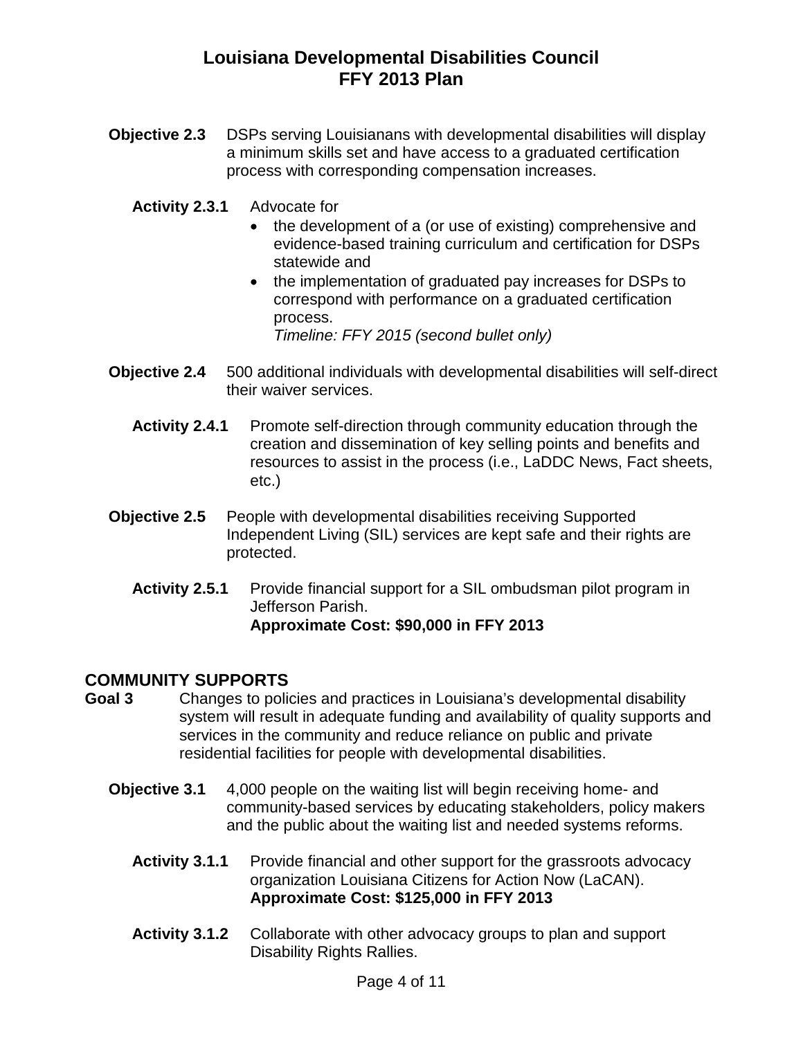**Objective 2.3** DSPs serving Louisianans with developmental disabilities will display a minimum skills set and have access to a graduated certification process with corresponding compensation increases.

**Activity 2.3.1** Advocate for

- the development of a (or use of existing) comprehensive and evidence-based training curriculum and certification for DSPs statewide and
- the implementation of graduated pay increases for DSPs to correspond with performance on a graduated certification process.
  *Timeline: FFY 2015 (second bullet only)*

**Objective 2.4** 500 additional individuals with developmental disabilities will self-direct their waiver services.

**Activity 2.4.1** Promote self-direction through community education through the creation and dissemination of key selling points and benefits and resources to assist in the process (i.e., LaDDC News, Fact sheets, etc.)

**Objective 2.5** People with developmental disabilities receiving Supported Independent Living (SIL) services are kept safe and their rights are protected.

**Activity 2.5.1** Provide financial support for a SIL ombudsman pilot program in Jefferson Parish.
**Approximate Cost: $90,000 in FFY 2013**

## COMMUNITY SUPPORTS

**Goal 3** Changes to policies and practices in Louisiana's developmental disability system will result in adequate funding and availability of quality supports and services in the community and reduce reliance on public and private residential facilities for people with developmental disabilities.

**Objective 3.1** 4,000 people on the waiting list will begin receiving home- and community-based services by educating stakeholders, policy makers and the public about the waiting list and needed systems reforms.

**Activity 3.1.1** Provide financial and other support for the grassroots advocacy organization Louisiana Citizens for Action Now (LaCAN).
**Approximate Cost: $125,000 in FFY 2013**

**Activity 3.1.2** Collaborate with other advocacy groups to plan and support Disability Rights Rallies.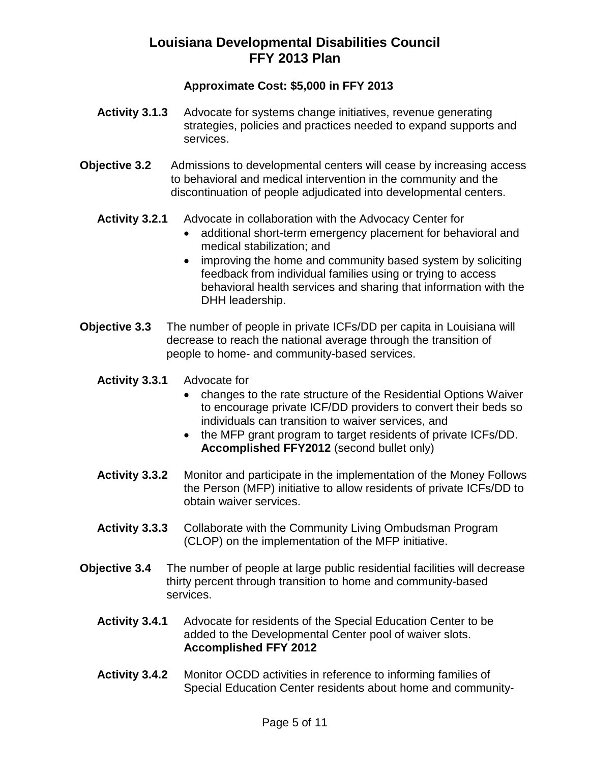**Approximate Cost: $5,000 in FFY 2013**

**Activity 3.1.3** Advocate for systems change initiatives, revenue generating strategies, policies and practices needed to expand supports and services.

**Objective 3.2** Admissions to developmental centers will cease by increasing access to behavioral and medical intervention in the community and the discontinuation of people adjudicated into developmental centers.

**Activity 3.2.1** Advocate in collaboration with the Advocacy Center for

- additional short-term emergency placement for behavioral and medical stabilization; and
- improving the home and community based system by soliciting feedback from individual families using or trying to access behavioral health services and sharing that information with the DHH leadership.

**Objective 3.3** The number of people in private ICFs/DD per capita in Louisiana will decrease to reach the national average through the transition of people to home- and community-based services.

**Activity 3.3.1** Advocate for

- changes to the rate structure of the Residential Options Waiver to encourage private ICF/DD providers to convert their beds so individuals can transition to waiver services, and
- the MFP grant program to target residents of private ICFs/DD. **Accomplished FFY2012** (second bullet only)

**Activity 3.3.2** Monitor and participate in the implementation of the Money Follows the Person (MFP) initiative to allow residents of private ICFs/DD to obtain waiver services.

**Activity 3.3.3** Collaborate with the Community Living Ombudsman Program (CLOP) on the implementation of the MFP initiative.

**Objective 3.4** The number of people at large public residential facilities will decrease thirty percent through transition to home and community-based services.

**Activity 3.4.1** Advocate for residents of the Special Education Center to be added to the Developmental Center pool of waiver slots. **Accomplished FFY 2012**

**Activity 3.4.2** Monitor OCDD activities in reference to informing families of Special Education Center residents about home and community-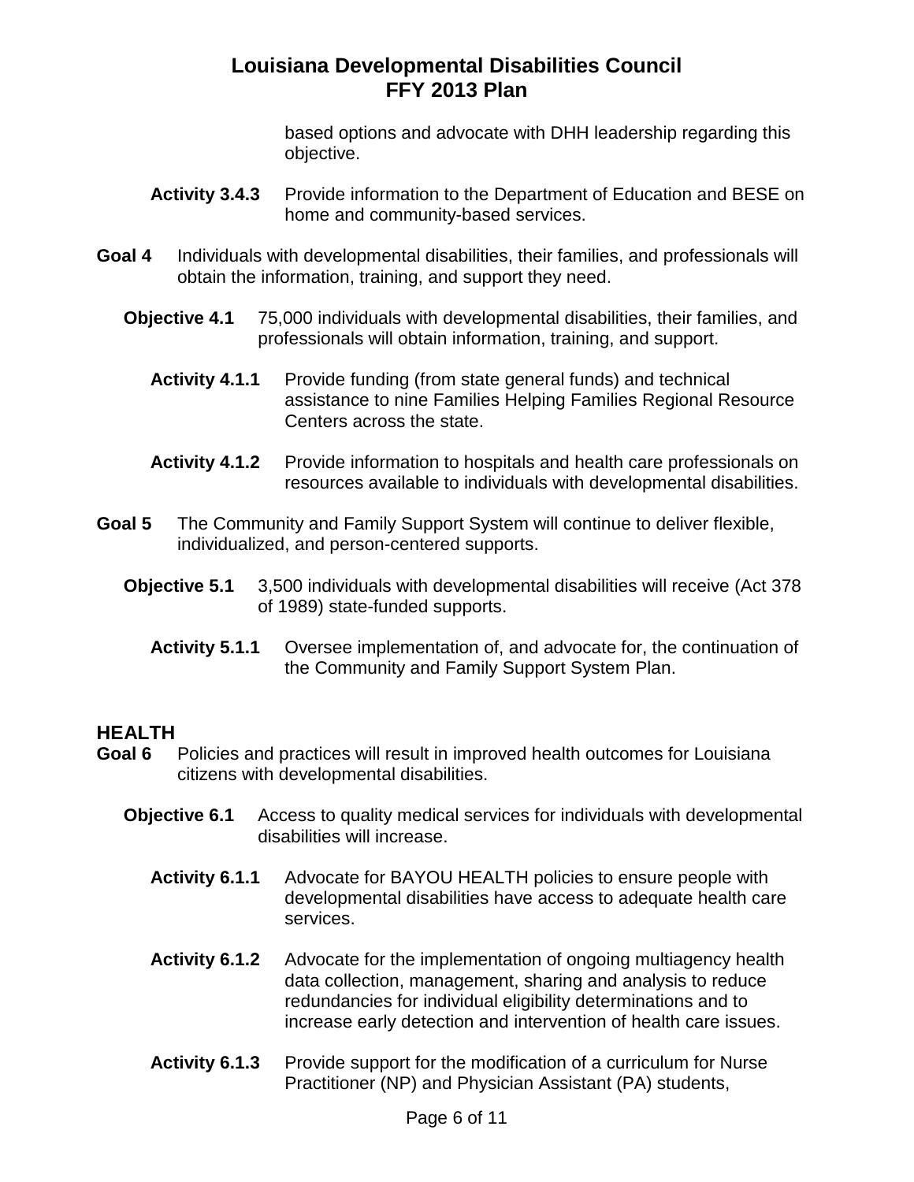based options and advocate with DHH leadership regarding this objective.

**Activity 3.4.3** Provide information to the Department of Education and BESE on home and community-based services.

**Goal 4** Individuals with developmental disabilities, their families, and professionals will obtain the information, training, and support they need.

**Objective 4.1** 75,000 individuals with developmental disabilities, their families, and professionals will obtain information, training, and support.

**Activity 4.1.1** Provide funding (from state general funds) and technical assistance to nine Families Helping Families Regional Resource Centers across the state.

**Activity 4.1.2** Provide information to hospitals and health care professionals on resources available to individuals with developmental disabilities.

**Goal 5** The Community and Family Support System will continue to deliver flexible, individualized, and person-centered supports.

**Objective 5.1** 3,500 individuals with developmental disabilities will receive (Act 378 of 1989) state-funded supports.

**Activity 5.1.1** Oversee implementation of, and advocate for, the continuation of the Community and Family Support System Plan.

## HEALTH

**Goal 6** Policies and practices will result in improved health outcomes for Louisiana citizens with developmental disabilities.

**Objective 6.1** Access to quality medical services for individuals with developmental disabilities will increase.

**Activity 6.1.1** Advocate for BAYOU HEALTH policies to ensure people with developmental disabilities have access to adequate health care services.

**Activity 6.1.2** Advocate for the implementation of ongoing multiagency health data collection, management, sharing and analysis to reduce redundancies for individual eligibility determinations and to increase early detection and intervention of health care issues.

**Activity 6.1.3** Provide support for the modification of a curriculum for Nurse Practitioner (NP) and Physician Assistant (PA) students,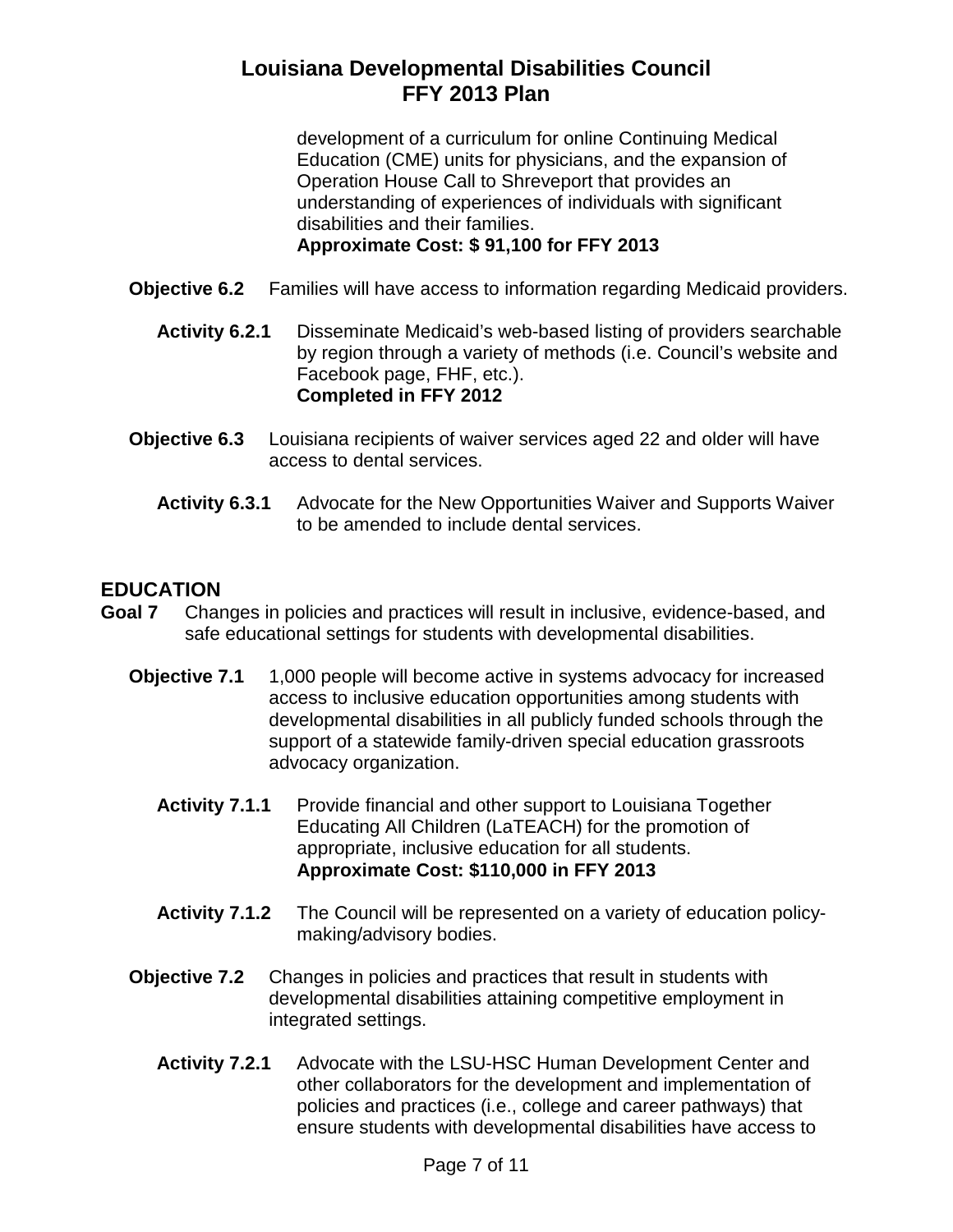development of a curriculum for online Continuing Medical Education (CME) units for physicians, and the expansion of Operation House Call to Shreveport that provides an understanding of experiences of individuals with significant disabilities and their families.
**Approximate Cost: $ 91,100 for FFY 2013**

**Objective 6.2** Families will have access to information regarding Medicaid providers.

**Activity 6.2.1** Disseminate Medicaid's web-based listing of providers searchable by region through a variety of methods (i.e. Council's website and Facebook page, FHF, etc.).
**Completed in FFY 2012**

**Objective 6.3** Louisiana recipients of waiver services aged 22 and older will have access to dental services.

**Activity 6.3.1** Advocate for the New Opportunities Waiver and Supports Waiver to be amended to include dental services.

## EDUCATION

**Goal 7** Changes in policies and practices will result in inclusive, evidence-based, and safe educational settings for students with developmental disabilities.

**Objective 7.1** 1,000 people will become active in systems advocacy for increased access to inclusive education opportunities among students with developmental disabilities in all publicly funded schools through the support of a statewide family-driven special education grassroots advocacy organization.

**Activity 7.1.1** Provide financial and other support to Louisiana Together Educating All Children (LaTEACH) for the promotion of appropriate, inclusive education for all students.
**Approximate Cost: $110,000 in FFY 2013**

**Activity 7.1.2** The Council will be represented on a variety of education policy-making/advisory bodies.

**Objective 7.2** Changes in policies and practices that result in students with developmental disabilities attaining competitive employment in integrated settings.

**Activity 7.2.1** Advocate with the LSU-HSC Human Development Center and other collaborators for the development and implementation of policies and practices (i.e., college and career pathways) that ensure students with developmental disabilities have access to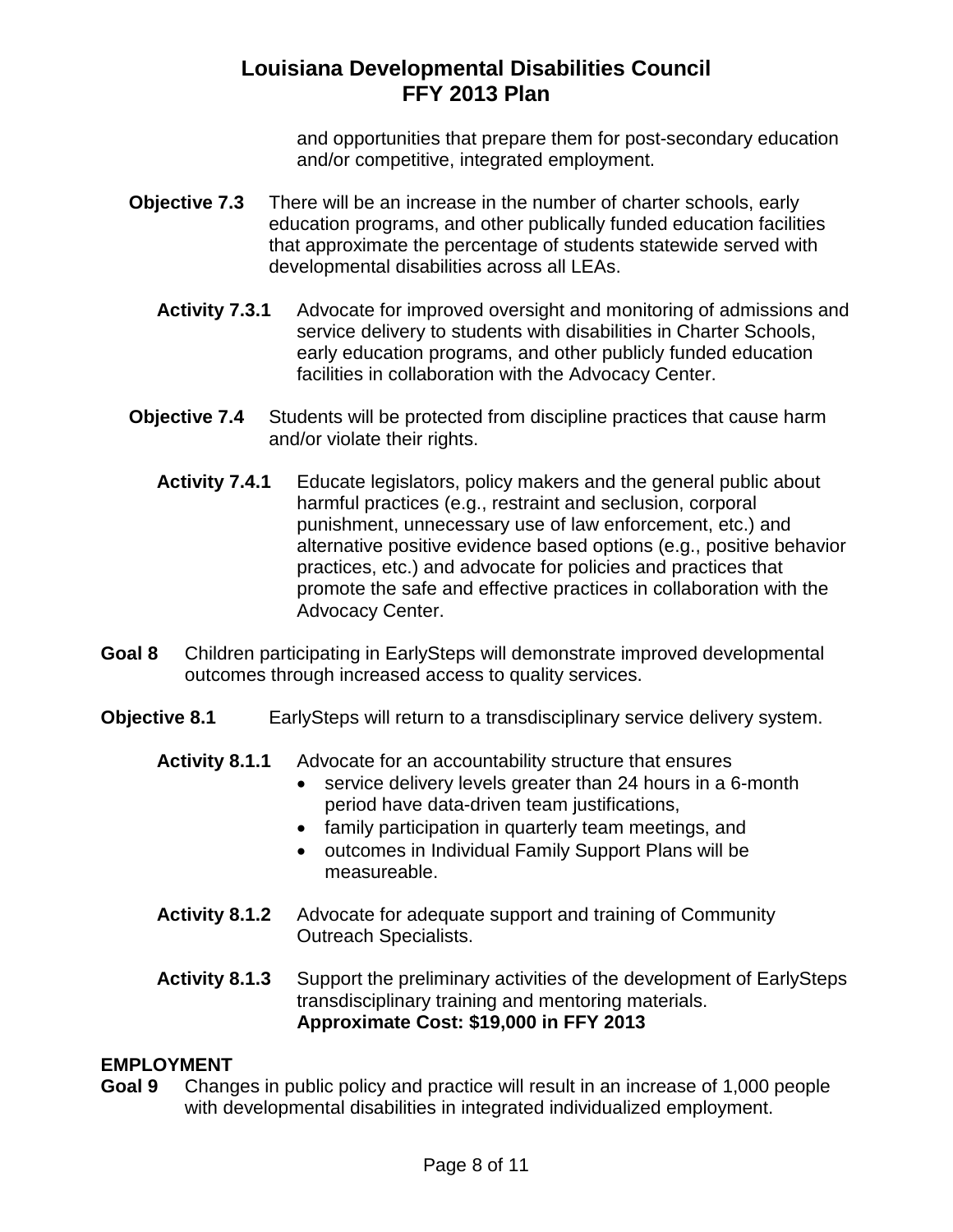and opportunities that prepare them for post-secondary education and/or competitive, integrated employment.

**Objective 7.3** There will be an increase in the number of charter schools, early education programs, and other publically funded education facilities that approximate the percentage of students statewide served with developmental disabilities across all LEAs.

**Activity 7.3.1** Advocate for improved oversight and monitoring of admissions and service delivery to students with disabilities in Charter Schools, early education programs, and other publicly funded education facilities in collaboration with the Advocacy Center.

**Objective 7.4** Students will be protected from discipline practices that cause harm and/or violate their rights.

**Activity 7.4.1** Educate legislators, policy makers and the general public about harmful practices (e.g., restraint and seclusion, corporal punishment, unnecessary use of law enforcement, etc.) and alternative positive evidence based options (e.g., positive behavior practices, etc.) and advocate for policies and practices that promote the safe and effective practices in collaboration with the Advocacy Center.

**Goal 8** Children participating in EarlySteps will demonstrate improved developmental outcomes through increased access to quality services.

**Objective 8.1** EarlySteps will return to a transdisciplinary service delivery system.

**Activity 8.1.1** Advocate for an accountability structure that ensures

- service delivery levels greater than 24 hours in a 6-month period have data-driven team justifications,
- family participation in quarterly team meetings, and
- outcomes in Individual Family Support Plans will be measureable.

**Activity 8.1.2** Advocate for adequate support and training of Community Outreach Specialists.

**Activity 8.1.3** Support the preliminary activities of the development of EarlySteps transdisciplinary training and mentoring materials.
**Approximate Cost: $19,000 in FFY 2013**

## EMPLOYMENT

**Goal 9** Changes in public policy and practice will result in an increase of 1,000 people with developmental disabilities in integrated individualized employment.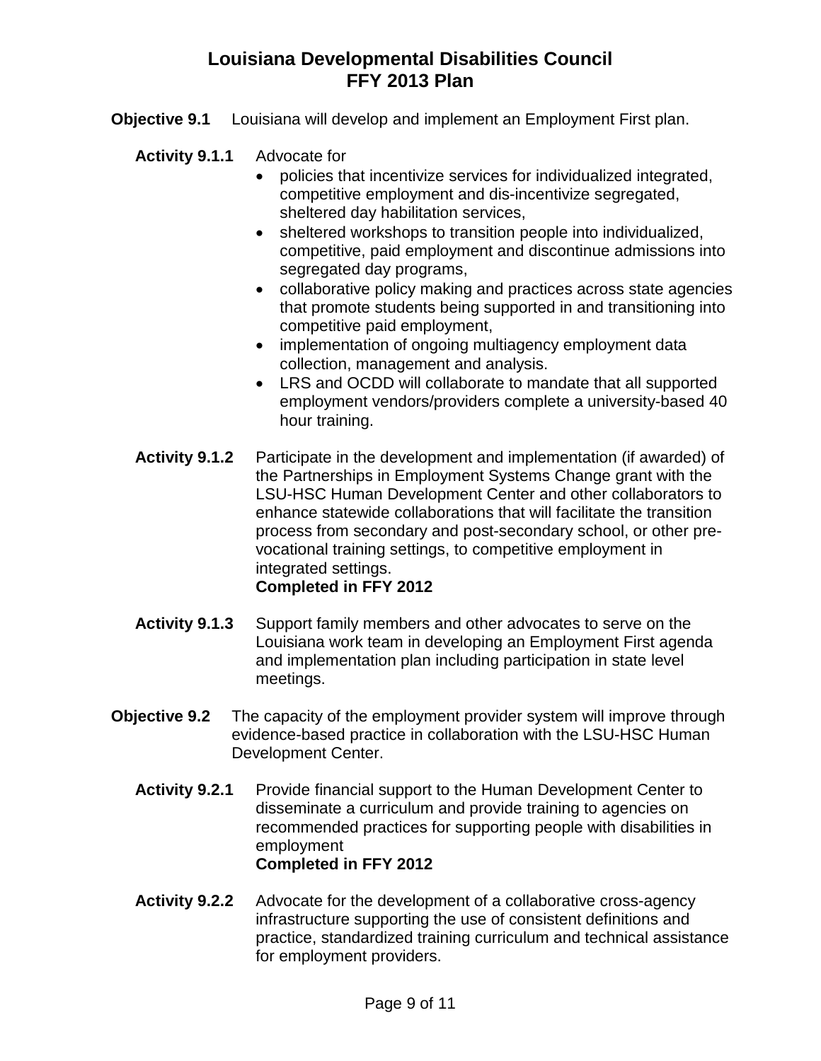# Louisiana Developmental Disabilities Council
# FFY 2013 Plan

**Objective 9.1** Louisiana will develop and implement an Employment First plan.

**Activity 9.1.1** Advocate for

- policies that incentivize services for individualized integrated, competitive employment and dis-incentivize segregated, sheltered day habilitation services,
- sheltered workshops to transition people into individualized, competitive, paid employment and discontinue admissions into segregated day programs,
- collaborative policy making and practices across state agencies that promote students being supported in and transitioning into competitive paid employment,
- implementation of ongoing multiagency employment data collection, management and analysis.
- LRS and OCDD will collaborate to mandate that all supported employment vendors/providers complete a university-based 40 hour training.

**Activity 9.1.2** Participate in the development and implementation (if awarded) of the Partnerships in Employment Systems Change grant with the LSU-HSC Human Development Center and other collaborators to enhance statewide collaborations that will facilitate the transition process from secondary and post-secondary school, or other pre-vocational training settings, to competitive employment in integrated settings.
**Completed in FFY 2012**

**Activity 9.1.3** Support family members and other advocates to serve on the Louisiana work team in developing an Employment First agenda and implementation plan including participation in state level meetings.

**Objective 9.2** The capacity of the employment provider system will improve through evidence-based practice in collaboration with the LSU-HSC Human Development Center.

**Activity 9.2.1** Provide financial support to the Human Development Center to disseminate a curriculum and provide training to agencies on recommended practices for supporting people with disabilities in employment
**Completed in FFY 2012**

**Activity 9.2.2** Advocate for the development of a collaborative cross-agency infrastructure supporting the use of consistent definitions and practice, standardized training curriculum and technical assistance for employment providers.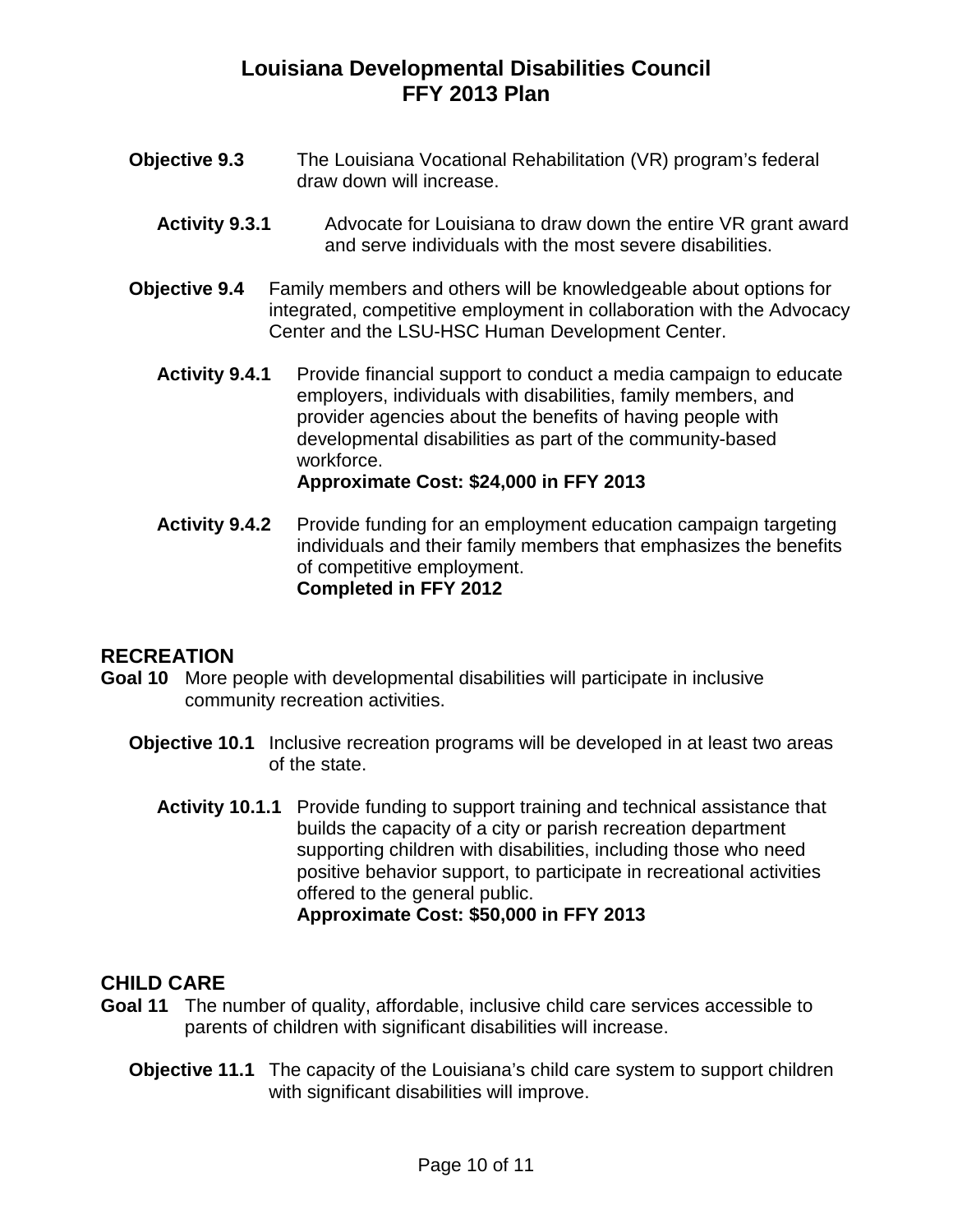**Objective 9.3** The Louisiana Vocational Rehabilitation (VR) program's federal draw down will increase.

**Activity 9.3.1** Advocate for Louisiana to draw down the entire VR grant award and serve individuals with the most severe disabilities.

**Objective 9.4** Family members and others will be knowledgeable about options for integrated, competitive employment in collaboration with the Advocacy Center and the LSU-HSC Human Development Center.

**Activity 9.4.1** Provide financial support to conduct a media campaign to educate employers, individuals with disabilities, family members, and provider agencies about the benefits of having people with developmental disabilities as part of the community-based workforce.
**Approximate Cost: $24,000 in FFY 2013**

**Activity 9.4.2** Provide funding for an employment education campaign targeting individuals and their family members that emphasizes the benefits of competitive employment.
**Completed in FFY 2012**

## RECREATION

**Goal 10** More people with developmental disabilities will participate in inclusive community recreation activities.

**Objective 10.1** Inclusive recreation programs will be developed in at least two areas of the state.

**Activity 10.1.1** Provide funding to support training and technical assistance that builds the capacity of a city or parish recreation department supporting children with disabilities, including those who need positive behavior support, to participate in recreational activities offered to the general public.
**Approximate Cost: $50,000 in FFY 2013**

## CHILD CARE

**Goal 11** The number of quality, affordable, inclusive child care services accessible to parents of children with significant disabilities will increase.

**Objective 11.1** The capacity of the Louisiana's child care system to support children with significant disabilities will improve.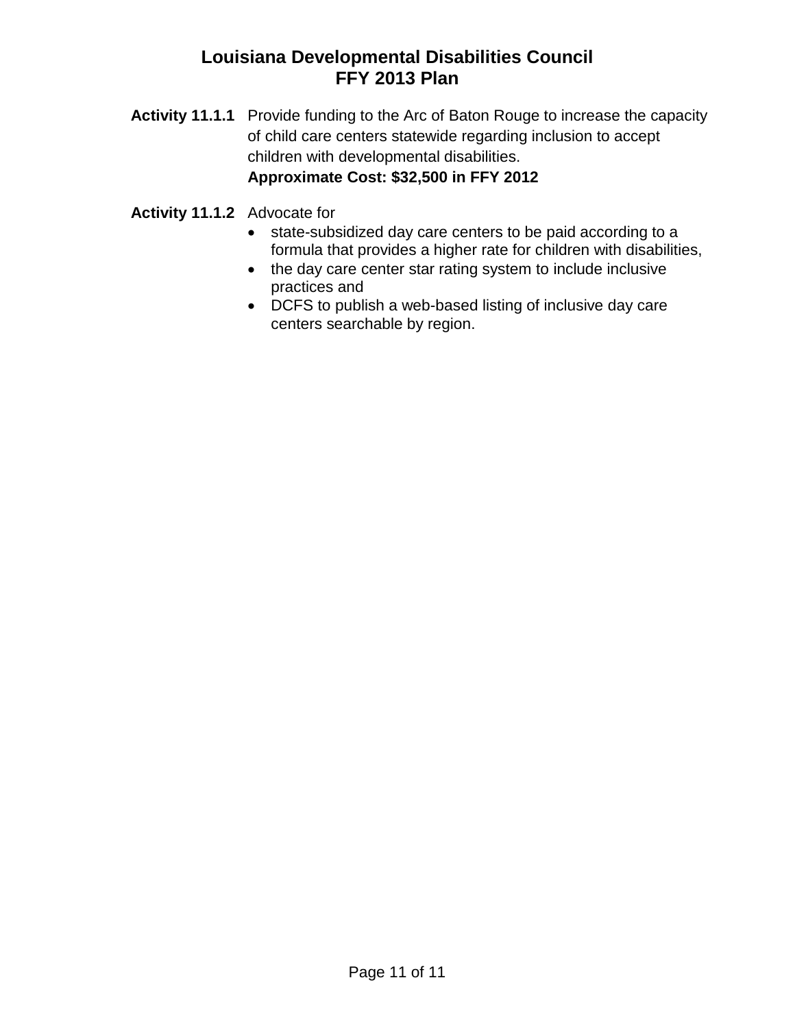**Activity 11.1.1** Provide funding to the Arc of Baton Rouge to increase the capacity of child care centers statewide regarding inclusion to accept children with developmental disabilities.
**Approximate Cost: $32,500 in FFY 2012**

**Activity 11.1.2** Advocate for

- state-subsidized day care centers to be paid according to a formula that provides a higher rate for children with disabilities,
- the day care center star rating system to include inclusive practices and
- DCFS to publish a web-based listing of inclusive day care centers searchable by region.